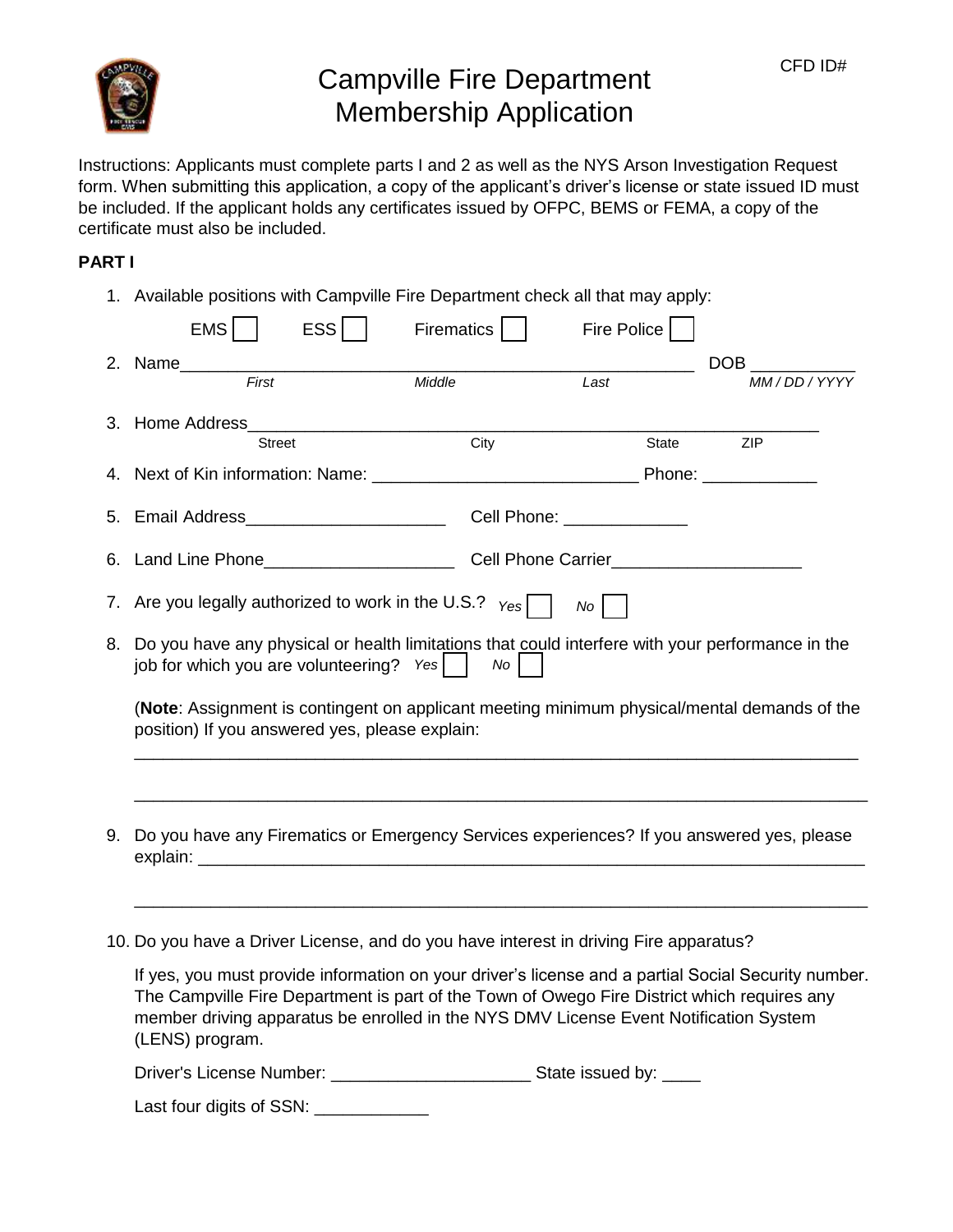CFD ID#

# Campville Fire Department Membership Application

Instructions: Applicants must complete parts I and 2 as well as the NYS Arson Investigation Request form. When submitting this application, a copy of the applicant's driver's license or state issued ID must be included. If the applicant holds any certificates issued by OFPC, BEMS or FEMA, a copy of the certificate must also be included.

**PART I**

1. Available positions with Campville Fire Department check all that may apply:

   EMS ☐ ESS ☐ Firematics ☐ Fire Police ☐

2. Name_______________________________________________ DOB ___________
   *First* *Middle* *Last* *MM / DD / YYYY*

3. Home Address_______________________________________________
   Street City State ZIP

4. Next of Kin information: Name: ___________________________ Phone: ____________

5. Email Address_____________________ Cell Phone: _____________

6. Land Line Phone____________________ Cell Phone Carrier____________________

7. Are you legally authorized to work in the U.S.? *Yes* ☐ *No* ☐

8. Do you have any physical or health limitations that could interfere with your performance in the job for which you are volunteering? *Yes* ☐ *No* ☐

   (**Note**: Assignment is contingent on applicant meeting minimum physical/mental demands of the position) If you answered yes, please explain:

   ______________________________________________________________________________

   ______________________________________________________________________________

9. Do you have any Firematics or Emergency Services experiences? If you answered yes, please explain: ___________________________________________________________________

   ______________________________________________________________________________

10. Do you have a Driver License, and do you have interest in driving Fire apparatus?

    If yes, you must provide information on your driver's license and a partial Social Security number. The Campville Fire Department is part of the Town of Owego Fire District which requires any member driving apparatus be enrolled in the NYS DMV License Event Notification System (LENS) program.

    Driver's License Number: _____________________ State issued by: ____

    Last four digits of SSN: ____________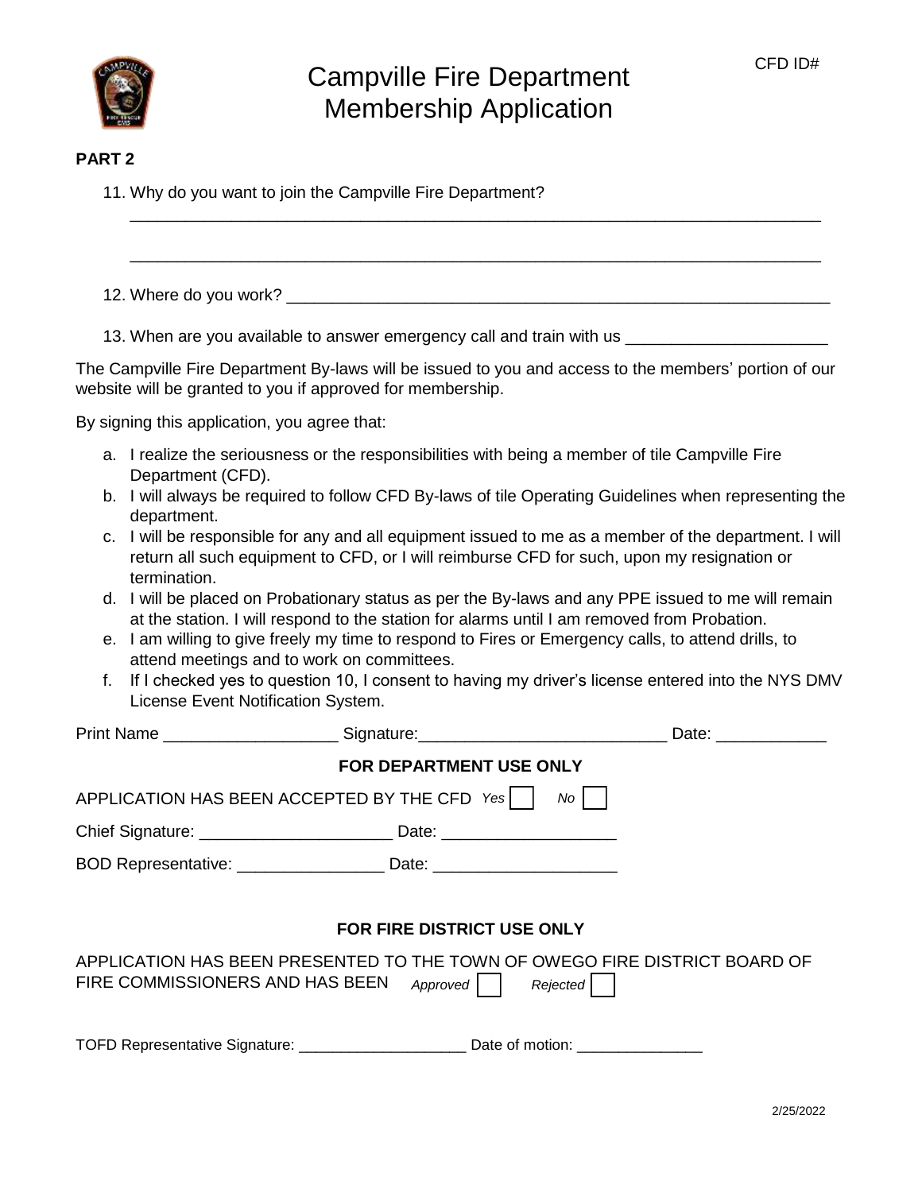# Campville Fire Department Membership Application

CFD ID#

**PART 2**

11. Why do you want to join the Campville Fire Department?

    ______________________________________________________________________________

    ______________________________________________________________________________

12. Where do you work? ________________________________________________________________

13. When are you available to answer emergency call and train with us ______________________

The Campville Fire Department By-laws will be issued to you and access to the members' portion of our website will be granted to you if approved for membership.

By signing this application, you agree that:

a. I realize the seriousness or the responsibilities with being a member of tile Campville Fire Department (CFD).
b. I will always be required to follow CFD By-laws of tile Operating Guidelines when representing the department.
c. I will be responsible for any and all equipment issued to me as a member of the department. I will return all such equipment to CFD, or I will reimburse CFD for such, upon my resignation or termination.
d. I will be placed on Probationary status as per the By-laws and any PPE issued to me will remain at the station. I will respond to the station for alarms until I am removed from Probation.
e. I am willing to give freely my time to respond to Fires or Emergency calls, to attend drills, to attend meetings and to work on committees.
f. If I checked yes to question 10, I consent to having my driver's license entered into the NYS DMV License Event Notification System.

Print Name ___________________ Signature:___________________________ Date: ____________

**FOR DEPARTMENT USE ONLY**

APPLICATION HAS BEEN ACCEPTED BY THE CFD *Yes* ☐ *No* ☐

Chief Signature: _____________________ Date: ___________________

BOD Representative: ________________ Date: ____________________

**FOR FIRE DISTRICT USE ONLY**

APPLICATION HAS BEEN PRESENTED TO THE TOWN OF OWEGO FIRE DISTRICT BOARD OF FIRE COMMISSIONERS AND HAS BEEN *Approved* ☐ *Rejected* ☐

TOFD Representative Signature: ____________________ Date of motion: _______________

2/25/2022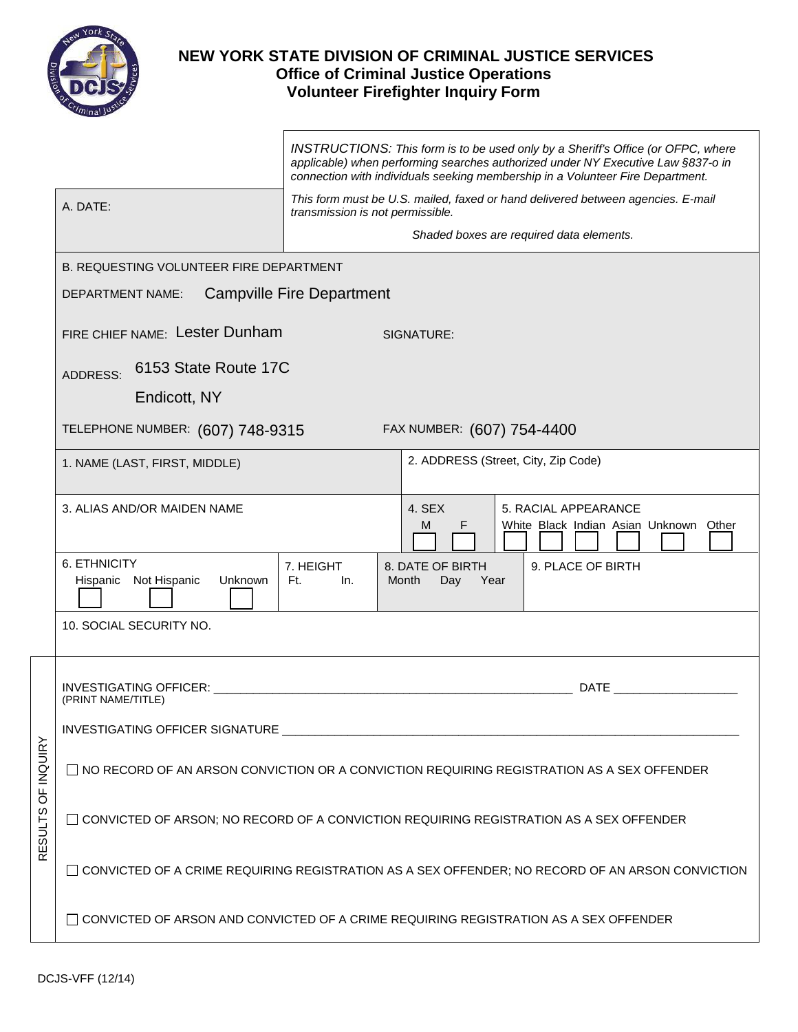# NEW YORK STATE DIVISION OF CRIMINAL JUSTICE SERVICES
## Office of Criminal Justice Operations
## Volunteer Firefighter Inquiry Form

*INSTRUCTIONS: This form is to be used only by a Sheriff's Office (or OFPC, where applicable) when performing searches authorized under NY Executive Law §837-o in connection with individuals seeking membership in a Volunteer Fire Department.*

*This form must be U.S. mailed, faxed or hand delivered between agencies. E-mail transmission is not permissible.*

*Shaded boxes are required data elements.*

A. DATE:

**B. REQUESTING VOLUNTEER FIRE DEPARTMENT**

DEPARTMENT NAME: Campville Fire Department

FIRE CHIEF NAME: Lester Dunham

SIGNATURE:

ADDRESS: 6153 State Route 17C
Endicott, NY

TELEPHONE NUMBER: (607) 748-9315

FAX NUMBER: (607) 754-4400

| | |
|---|---|
| 1. NAME (LAST, FIRST, MIDDLE) | 2. ADDRESS (Street, City, Zip Code) |

| | | |
|---|---|---|
| 3. ALIAS AND/OR MAIDEN NAME | 4. SEX: ☐ M ☐ F | 5. RACIAL APPEARANCE: ☐ White ☐ Black ☐ Indian ☐ Asian ☐ Unknown ☐ Other |

| | | | |
|---|---|---|---|
| 6. ETHNICITY: ☐ Hispanic ☐ Not Hispanic ☐ Unknown | 7. HEIGHT: Ft. In. | 8. DATE OF BIRTH: Month Day Year | 9. PLACE OF BIRTH |

10. SOCIAL SECURITY NO.

**RESULTS OF INQUIRY**

INVESTIGATING OFFICER: ______________________ DATE ______________
(PRINT NAME/TITLE)

INVESTIGATING OFFICER SIGNATURE ______________________

☐ NO RECORD OF AN ARSON CONVICTION OR A CONVICTION REQUIRING REGISTRATION AS A SEX OFFENDER

☐ CONVICTED OF ARSON; NO RECORD OF A CONVICTION REQUIRING REGISTRATION AS A SEX OFFENDER

☐ CONVICTED OF A CRIME REQUIRING REGISTRATION AS A SEX OFFENDER; NO RECORD OF AN ARSON CONVICTION

☐ CONVICTED OF ARSON AND CONVICTED OF A CRIME REQUIRING REGISTRATION AS A SEX OFFENDER

DCJS-VFF (12/14)